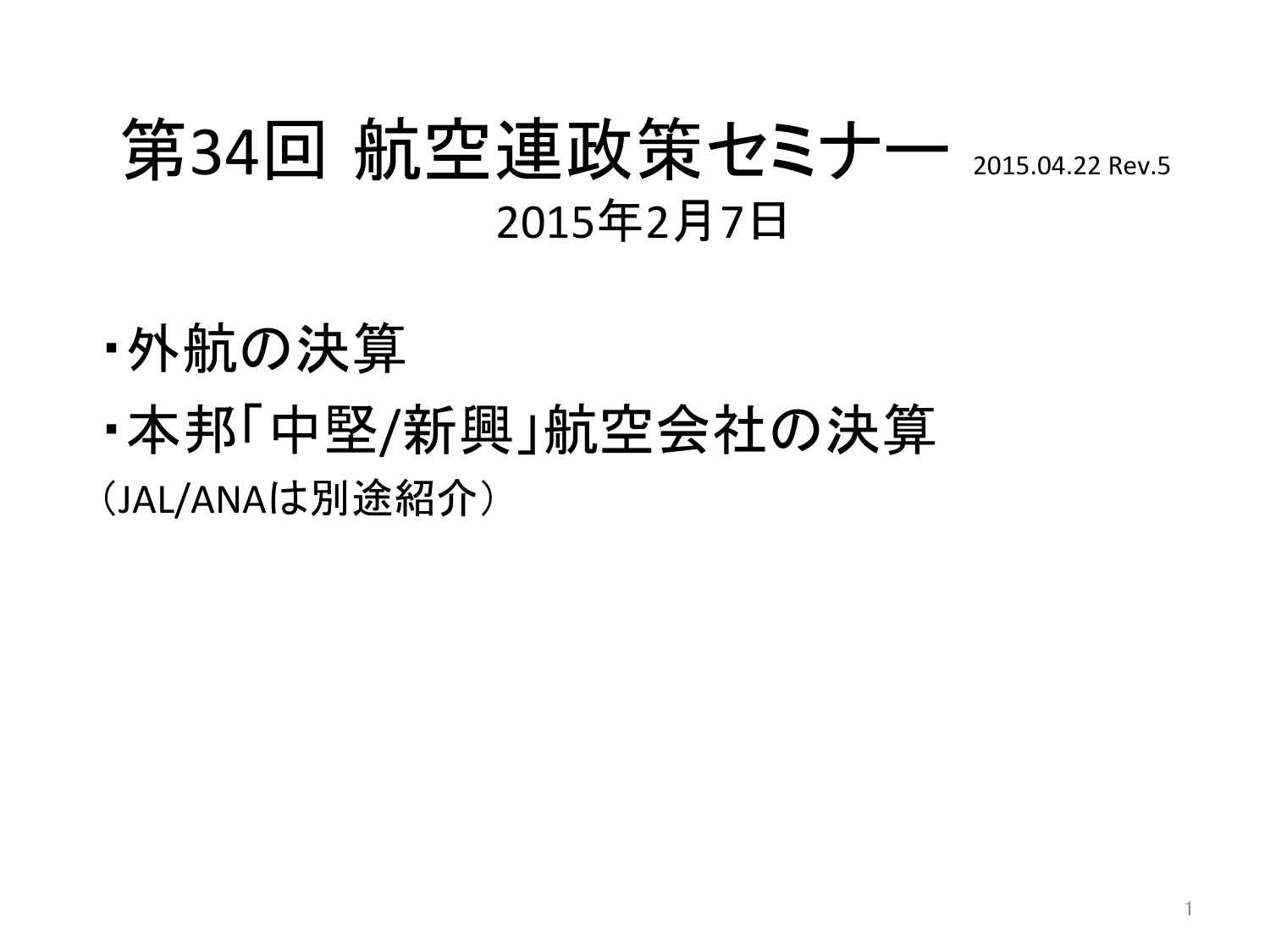# 第34回 航空連政策セミナー 2015.04.22 Rev.5

2015年2月7日

・外航の決算

・本邦「中堅/新興」航空会社の決算

（JAL/ANAは別途紹介）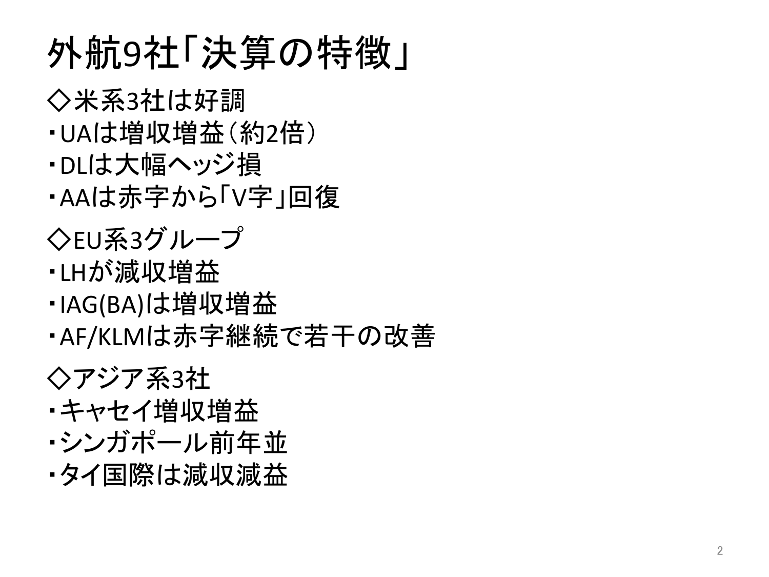# 外航9社「決算の特徴」

◇米系3社は好調

・UAは増収増益（約2倍）

・DLは大幅ヘッジ損

・AAは赤字から「V字」回復

◇EU系3グループ

・LHが減収増益

・IAG(BA)は増収増益

・AF/KLMは赤字継続で若干の改善

◇アジア系3社

・キャセイ増収増益

・シンガポール前年並

・タイ国際は減収減益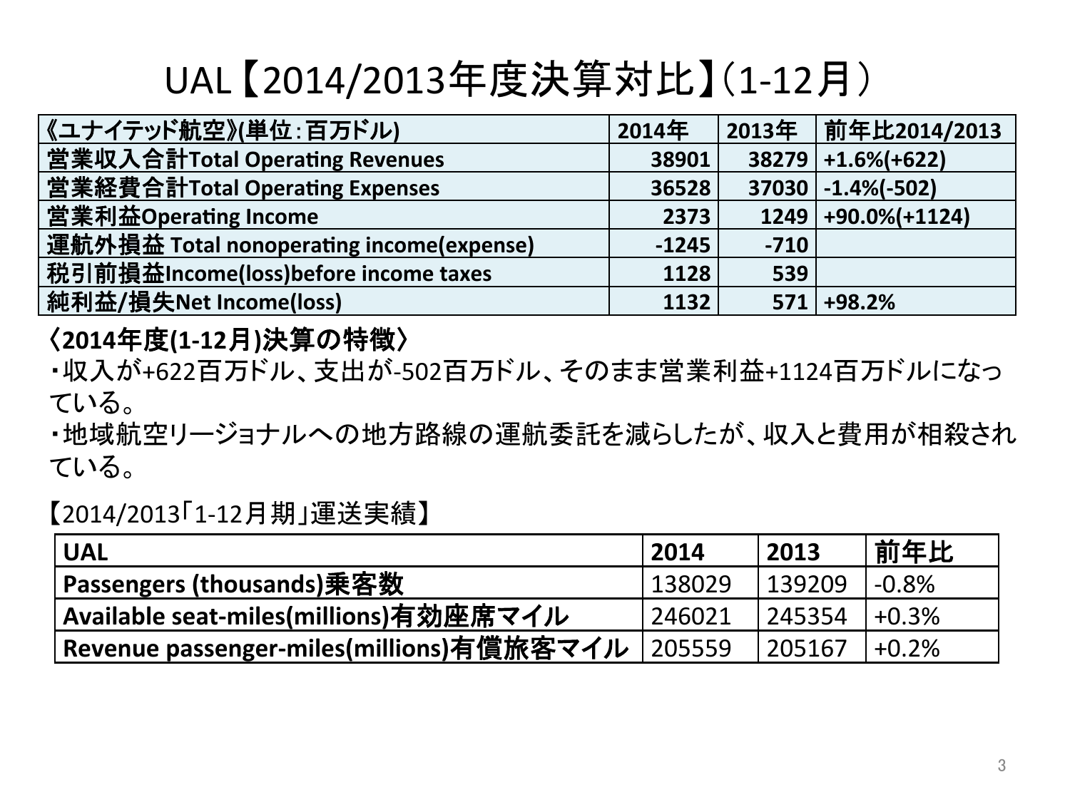# UAL【2014/2013年度決算対比】(1-12月)

| 《ユナイテッド航空》(単位：百万ドル) | 2014年 | 2013年 | 前年比2014/2013 |
|---|---|---|---|
| 営業収入合計Total Operating Revenues | 38901 | 38279 | +1.6%(+622) |
| 営業経費合計Total Operating Expenses | 36528 | 37030 | -1.4%(-502) |
| 営業利益Operating Income | 2373 | 1249 | +90.0%(+1124) |
| 運航外損益 Total nonoperating income(expense) | -1245 | -710 | |
| 税引前損益Income(loss)before income taxes | 1128 | 539 | |
| 純利益/損失Net Income(loss) | 1132 | 571 | +98.2% |

**〈2014年度(1-12月)決算の特徴〉**

・収入が+622百万ドル、支出が-502百万ドル、そのまま営業利益+1124百万ドルになっている。

・地域航空リージョナルへの地方路線の運航委託を減らしたが、収入と費用が相殺されている。

【2014/2013「1-12月期」運送実績】

| UAL | 2014 | 2013 | 前年比 |
|---|---|---|---|
| Passengers (thousands)乗客数 | 138029 | 139209 | -0.8% |
| Available seat-miles(millions)有効座席マイル | 246021 | 245354 | +0.3% |
| Revenue passenger-miles(millions)有償旅客マイル | 205559 | 205167 | +0.2% |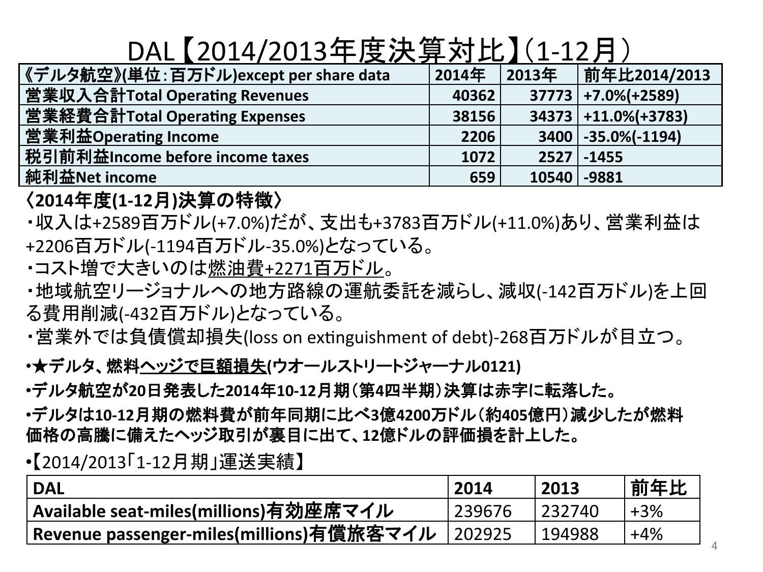# DAL【2014/2013年度決算対比】(1-12月)

| 《デルタ航空》(単位:百万ドル)except per share data | 2014年 | 2013年 | 前年比2014/2013 |
|---|---|---|---|
| 営業収入合計Total Operating Revenues | 40362 | 37773 | +7.0%(+2589) |
| 営業経費合計Total Operating Expenses | 38156 | 34373 | +11.0%(+3783) |
| 営業利益Operating Income | 2206 | 3400 | -35.0%(-1194) |
| 税引前利益Income before income taxes | 1072 | 2527 | -1455 |
| 純利益Net income | 659 | 10540 | -9881 |

**〈2014年度(1-12月)決算の特徴〉**

・収入は+2589百万ドル(+7.0%)だが、支出も+3783百万ドル(+11.0%)あり、営業利益は+2206百万ドル(-1194百万ドル-35.0%)となっている。

・コスト増で大きいのは燃油費+2271百万ドル。

・地域航空リージョナルへの地方路線の運航委託を減らし、減収(-142百万ドル)を上回る費用削減(-432百万ドル)となっている。

・営業外では負債償却損失(loss on extinguishment of debt)-268百万ドルが目立つ。

- **★デルタ、燃料ヘッジで巨額損失(ウオールストリートジャーナル0121)**
- **デルタ航空が20日発表した2014年10-12月期(第4四半期)決算は赤字に転落した。**
- **デルタは10-12月期の燃料費が前年同期に比べ3億4200万ドル(約405億円)減少したが燃料価格の高騰に備えたヘッジ取引が裏目に出て、12億ドルの評価損を計上した。**
- 【2014/2013「1-12月期」運送実績】

| DAL | 2014 | 2013 | 前年比 |
|---|---|---|---|
| Available seat-miles(millions)有効座席マイル | 239676 | 232740 | +3% |
| Revenue passenger-miles(millions)有償旅客マイル | 202925 | 194988 | +4% |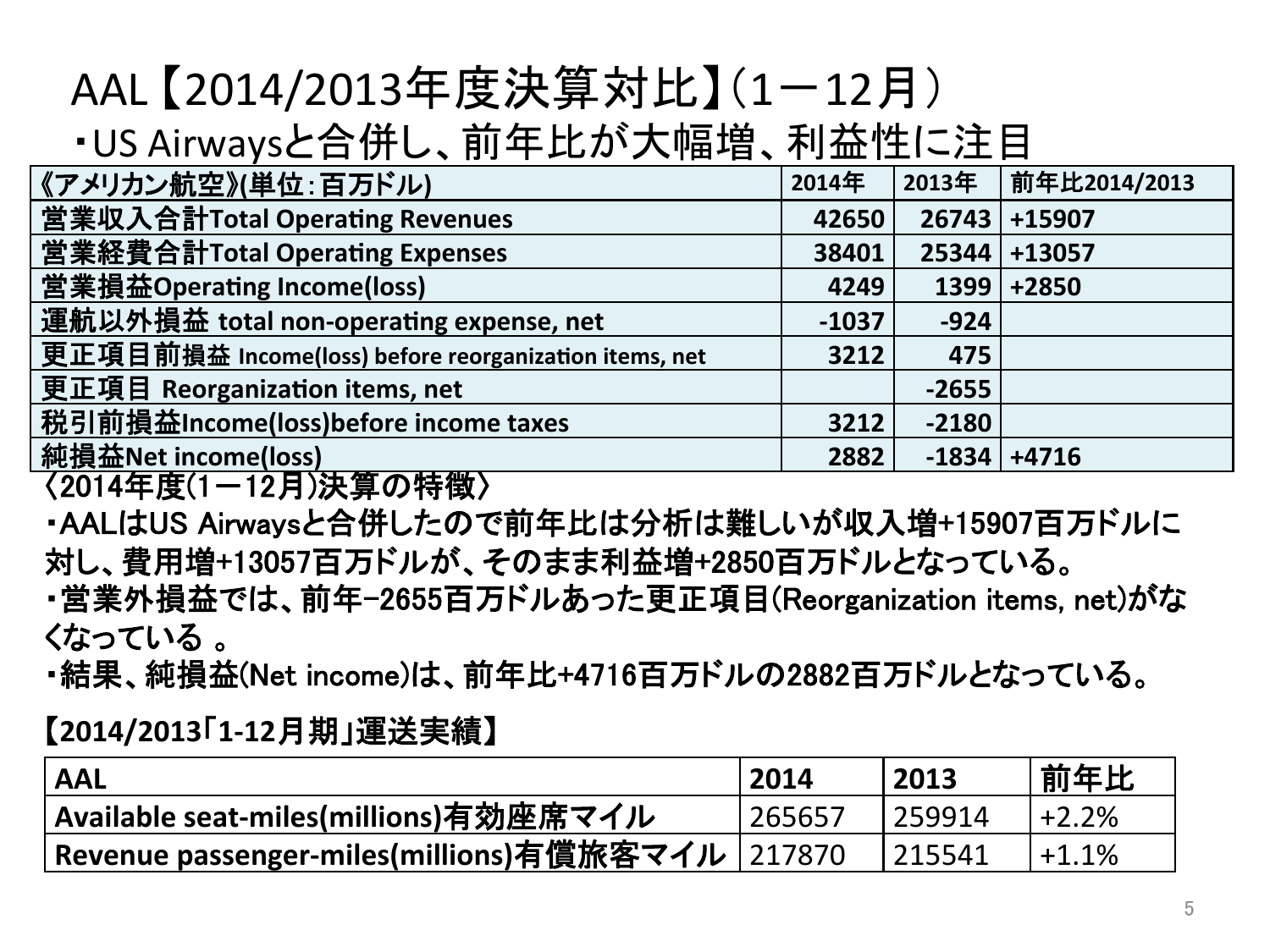# AAL【2014/2013年度決算対比】(1ー12月)

・US Airwaysと合併し、前年比が大幅増、利益性に注目

| 《アメリカン航空》(単位:百万ドル) | 2014年 | 2013年 | 前年比2014/2013 |
|---|---|---|---|
| 営業収入合計Total Operating Revenues | 42650 | 26743 | +15907 |
| 営業経費合計Total Operating Expenses | 38401 | 25344 | +13057 |
| 営業損益Operating Income(loss) | 4249 | 1399 | +2850 |
| 運航以外損益 total non-operating expense, net | -1037 | -924 | |
| 更正項目前損益 Income(loss) before reorganization items, net | 3212 | 475 | |
| 更正項目 Reorganization items, net | | -2655 | |
| 税引前損益Income(loss)before income taxes | 3212 | -2180 | |
| 純損益Net income(loss) | 2882 | -1834 | +4716 |

〈2014年度(1ー12月)決算の特徴〉

・AALはUS Airwaysと合併したので前年比は分析は難しいが収入増+15907百万ドルに対し、費用増+13057百万ドルが、そのまま利益増+2850百万ドルとなっている。

・営業外損益では、前年−2655百万ドルあった更正項目(Reorganization items, net)がなくなっている 。

・結果、純損益(Net income)は、前年比+4716百万ドルの2882百万ドルとなっている。

**【2014/2013「1-12月期」運送実績】**

| AAL | 2014 | 2013 | 前年比 |
|---|---|---|---|
| Available seat-miles(millions)有効座席マイル | 265657 | 259914 | +2.2% |
| Revenue passenger-miles(millions)有償旅客マイル | 217870 | 215541 | +1.1% |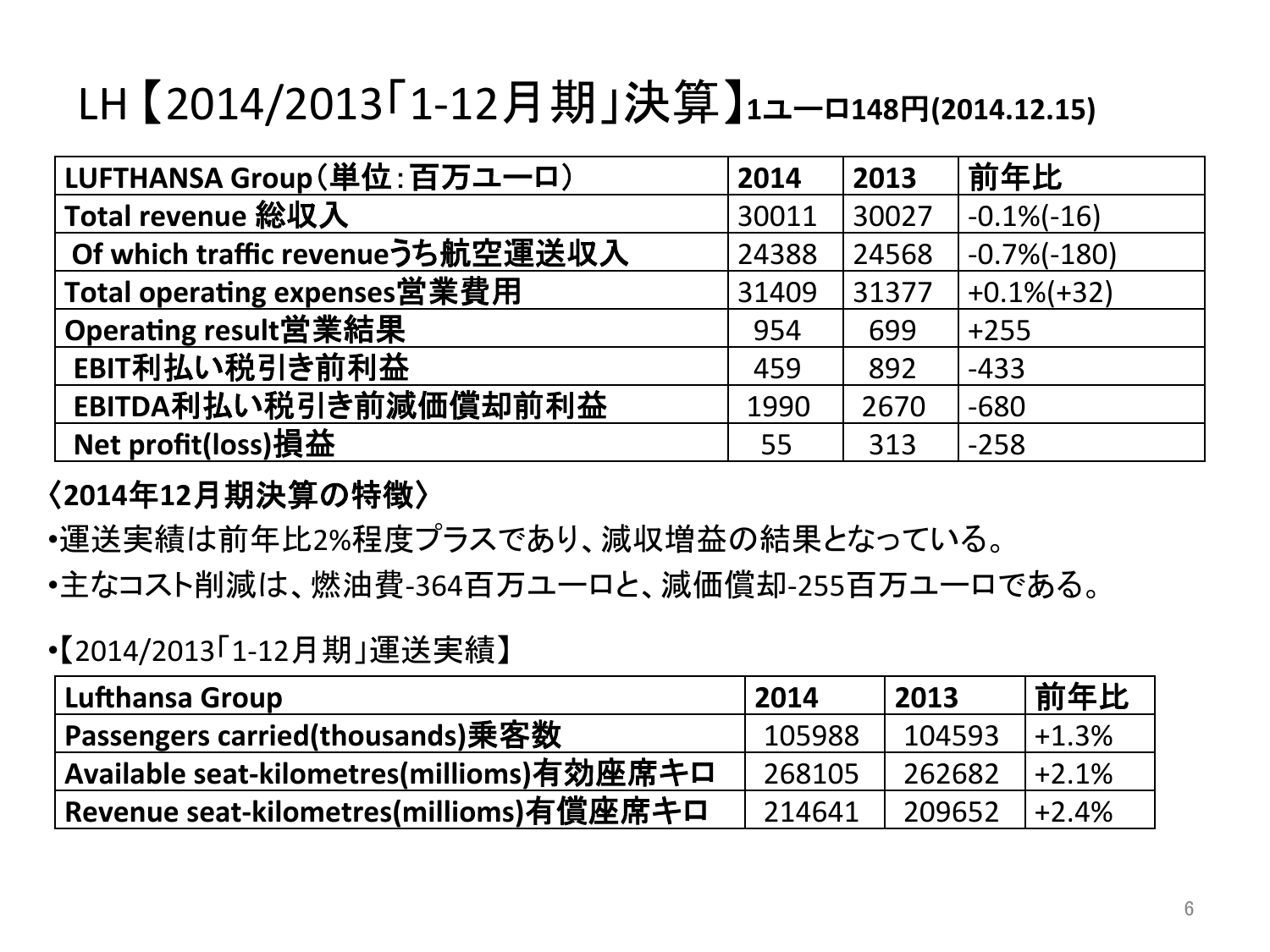# LH【2014/2013「1-12月期」決算】1ユーロ148円(2014.12.15)

| LUFTHANSA Group（単位：百万ユーロ） | 2014 | 2013 | 前年比 |
|---|---|---|---|
| Total revenue 総収入 | 30011 | 30027 | -0.1%(-16) |
| Of which traffic revenueうち航空運送収入 | 24388 | 24568 | -0.7%(-180) |
| Total operating expenses営業費用 | 31409 | 31377 | +0.1%(+32) |
| Operating result営業結果 | 954 | 699 | +255 |
| EBIT利払い税引き前利益 | 459 | 892 | -433 |
| EBITDA利払い税引き前減価償却前利益 | 1990 | 2670 | -680 |
| Net profit(loss)損益 | 55 | 313 | -258 |

**〈2014年12月期決算の特徴〉**

- 運送実績は前年比2%程度プラスであり、減収増益の結果となっている。
- 主なコスト削減は、燃油費-364百万ユーロと、減価償却-255百万ユーロである。

- 【2014/2013「1-12月期」運送実績】

| Lufthansa Group | 2014 | 2013 | 前年比 |
|---|---|---|---|
| Passengers carried(thousands)乗客数 | 105988 | 104593 | +1.3% |
| Available seat-kilometres(millioms)有効座席キロ | 268105 | 262682 | +2.1% |
| Revenue seat-kilometres(millioms)有償座席キロ | 214641 | 209652 | +2.4% |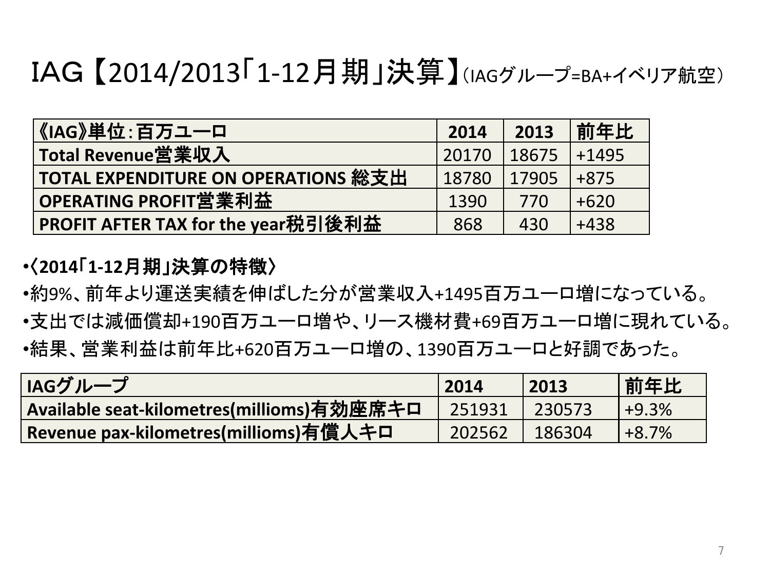# IAG【2014/2013「1-12月期」決算】（IAGグループ=BA+イベリア航空）

| 《IAG》単位：百万ユーロ | 2014 | 2013 | 前年比 |
|---|---|---|---|
| Total Revenue営業収入 | 20170 | 18675 | +1495 |
| TOTAL EXPENDITURE ON OPERATIONS 総支出 | 18780 | 17905 | +875 |
| OPERATING PROFIT営業利益 | 1390 | 770 | +620 |
| PROFIT AFTER TAX for the year税引後利益 | 868 | 430 | +438 |

- **〈2014「1-12月期」決算の特徴〉**
- 約9%、前年より運送実績を伸ばした分が営業収入+1495百万ユーロ増になっている。
- 支出では減価償却+190百万ユーロ増や、リース機材費+69百万ユーロ増に現れている。
- 結果、営業利益は前年比+620百万ユーロ増の、1390百万ユーロと好調であった。

| IAGグループ | 2014 | 2013 | 前年比 |
|---|---|---|---|
| Available seat-kilometres(millioms)有効座席キロ | 251931 | 230573 | +9.3% |
| Revenue pax-kilometres(millioms)有償人キロ | 202562 | 186304 | +8.7% |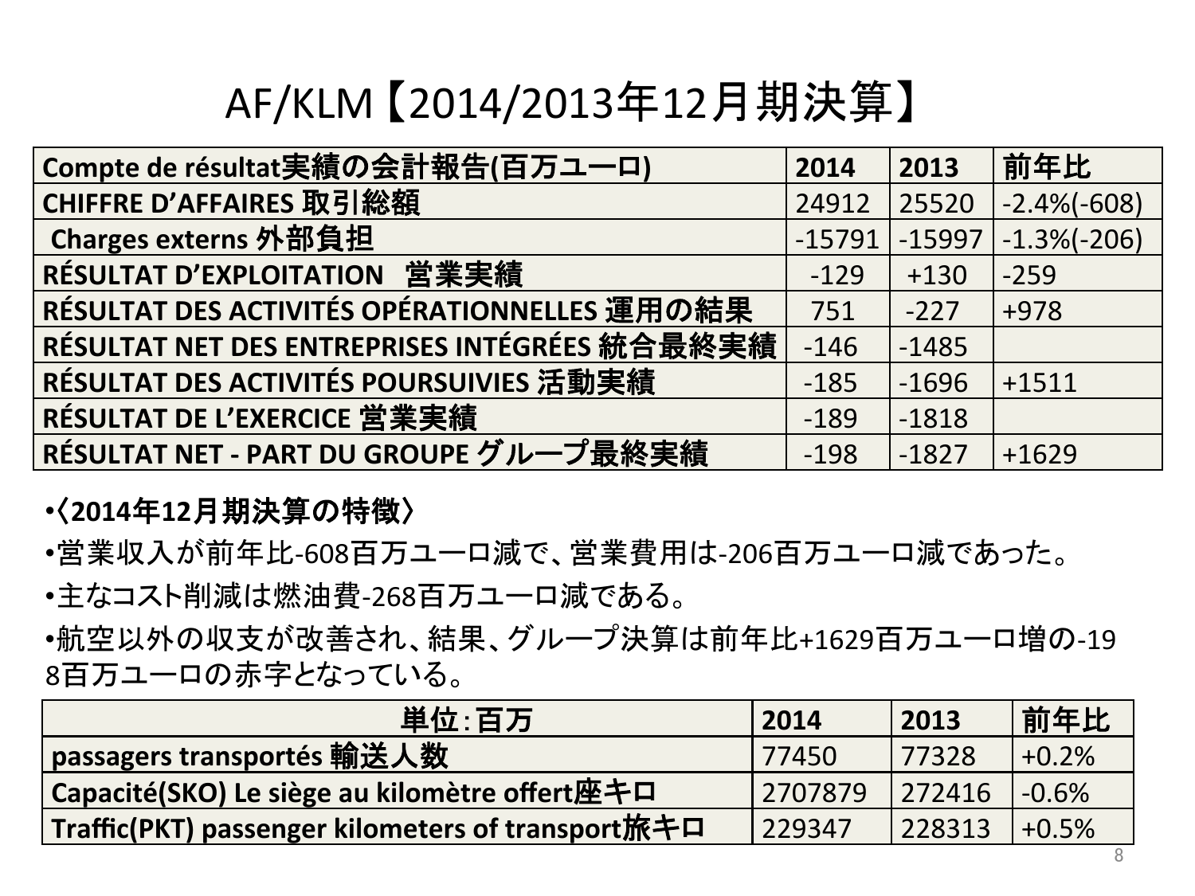# AF/KLM【2014/2013年12月期決算】

| Compte de résultat実績の会計報告(百万ユーロ) | 2014 | 2013 | 前年比 |
|---|---|---|---|
| CHIFFRE D'AFFAIRES 取引総額 | 24912 | 25520 | -2.4%(-608) |
| Charges externs 外部負担 | -15791 | -15997 | -1.3%(-206) |
| RÉSULTAT D'EXPLOITATION 営業実績 | -129 | +130 | -259 |
| RÉSULTAT DES ACTIVITÉS OPÉRATIONNELLES 運用の結果 | 751 | -227 | +978 |
| RÉSULTAT NET DES ENTREPRISES INTÉGRÉES 統合最終実績 | -146 | -1485 | |
| RÉSULTAT DES ACTIVITÉS POURSUIVIES 活動実績 | -185 | -1696 | +1511 |
| RÉSULTAT DE L'EXERCICE 営業実績 | -189 | -1818 | |
| RÉSULTAT NET - PART DU GROUPE グループ最終実績 | -198 | -1827 | +1629 |

- **〈2014年12月期決算の特徴〉**
- 営業収入が前年比-608百万ユーロ減で、営業費用は-206百万ユーロ減であった。
- 主なコスト削減は燃油費-268百万ユーロ減である。
- 航空以外の収支が改善され、結果、グループ決算は前年比+1629百万ユーロ増の-198百万ユーロの赤字となっている。

| 単位:百万 | 2014 | 2013 | 前年比 |
|---|---|---|---|
| passagers transportés 輸送人数 | 77450 | 77328 | +0.2% |
| Capacité(SKO) Le siège au kilomètre offert座キロ | 2707879 | 272416 | -0.6% |
| Traffic(PKT) passenger kilometers of transport旅キロ | 229347 | 228313 | +0.5% |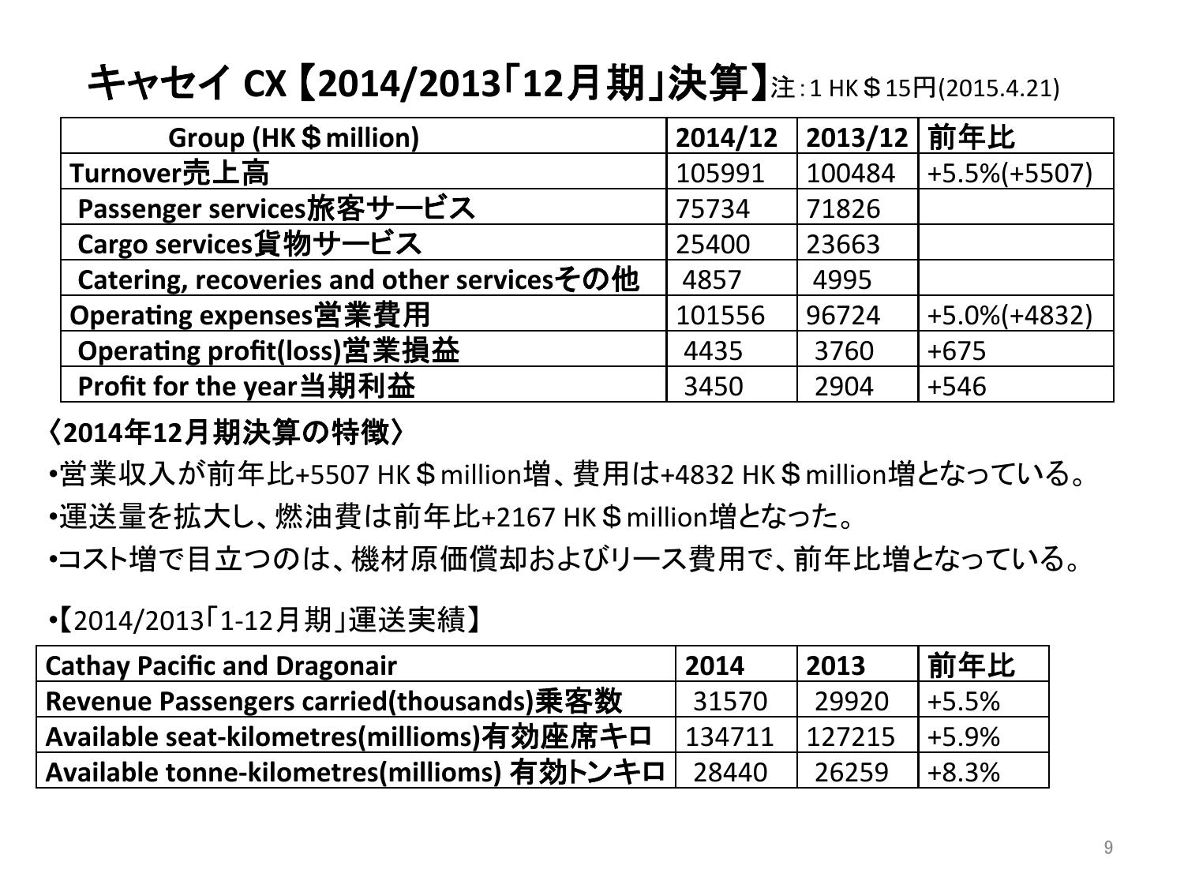# キャセイ CX【2014/2013「12月期」決算】注：1 HK＄15円(2015.4.21)

| Group (HK＄million) | 2014/12 | 2013/12 | 前年比 |
|---|---|---|---|
| Turnover売上高 | 105991 | 100484 | +5.5%(+5507) |
| Passenger services旅客サービス | 75734 | 71826 | |
| Cargo services貨物サービス | 25400 | 23663 | |
| Catering, recoveries and other servicesその他 | 4857 | 4995 | |
| Operating expenses営業費用 | 101556 | 96724 | +5.0%(+4832) |
| Operating profit(loss)営業損益 | 4435 | 3760 | +675 |
| Profit for the year当期利益 | 3450 | 2904 | +546 |

**〈2014年12月期決算の特徴〉**

- 営業収入が前年比+5507 HK＄million増、費用は+4832 HK＄million増となっている。
- 運送量を拡大し、燃油費は前年比+2167 HK＄million増となった。
- コスト増で目立つのは、機材原価償却およびリース費用で、前年比増となっている。

- 【2014/2013「1-12月期」運送実績】

| Cathay Pacific and Dragonair | 2014 | 2013 | 前年比 |
|---|---|---|---|
| Revenue Passengers carried(thousands)乗客数 | 31570 | 29920 | +5.5% |
| Available seat-kilometres(millioms)有効座席キロ | 134711 | 127215 | +5.9% |
| Available tonne-kilometres(millioms) 有効トンキロ | 28440 | 26259 | +8.3% |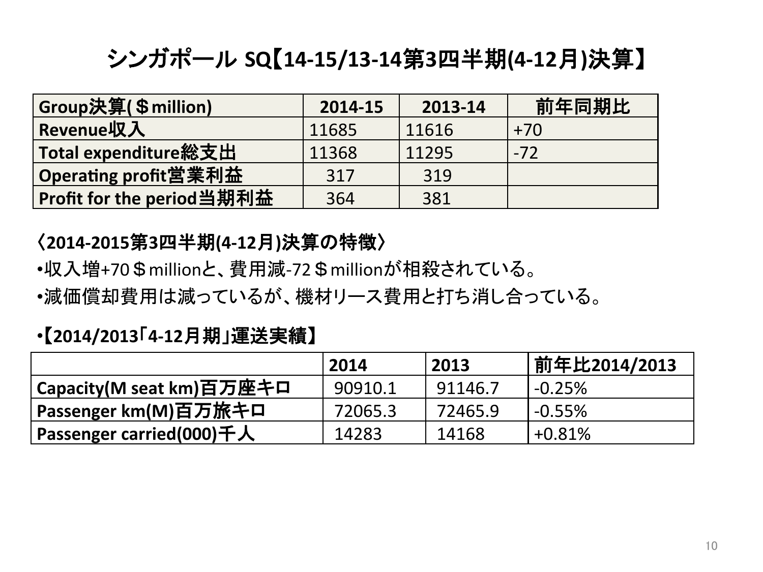# シンガポール SQ【14-15/13-14第3四半期(4-12月)決算】

| Group決算(＄million) | 2014-15 | 2013-14 | 前年同期比 |
|---|---|---|---|
| Revenue収入 | 11685 | 11616 | +70 |
| Total expenditure総支出 | 11368 | 11295 | -72 |
| Operating profit営業利益 | 317 | 319 | |
| Profit for the period当期利益 | 364 | 381 | |

**〈2014-2015第3四半期(4-12月)決算の特徴〉**

- 収入増+70＄millionと、費用減-72＄millionが相殺されている。
- 減価償却費用は減っているが、機材リース費用と打ち消し合っている。

- **【2014/2013「4-12月期」運送実績】**

| | 2014 | 2013 | 前年比2014/2013 |
|---|---|---|---|
| Capacity(M seat km)百万座キロ | 90910.1 | 91146.7 | -0.25% |
| Passenger km(M)百万旅キロ | 72065.3 | 72465.9 | -0.55% |
| Passenger carried(000)千人 | 14283 | 14168 | +0.81% |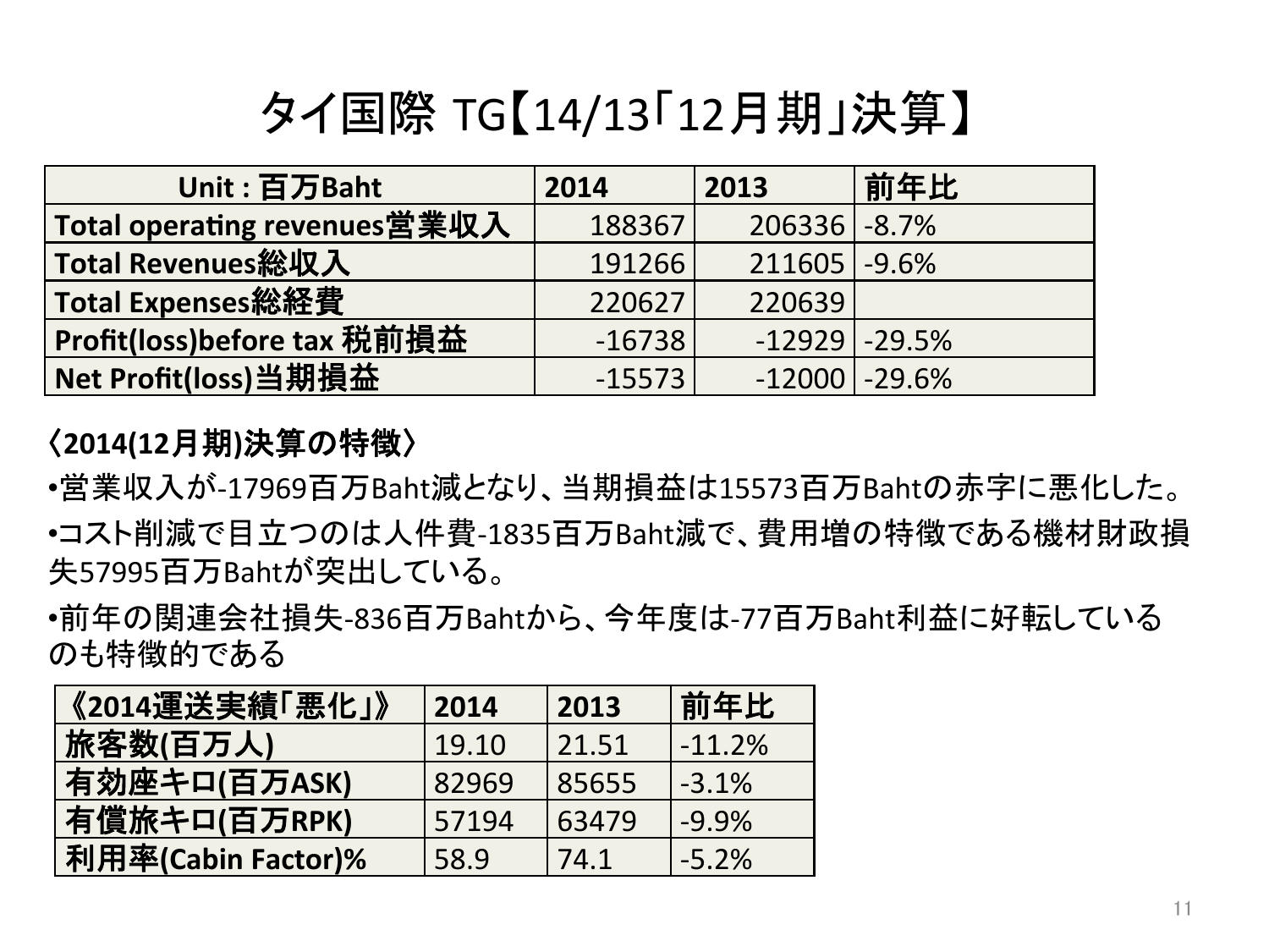# タイ国際 TG【14/13「12月期」決算】

| Unit : 百万Baht | 2014 | 2013 | 前年比 |
| --- | --- | --- | --- |
| Total operating revenues営業収入 | 188367 | 206336 | -8.7% |
| Total Revenues総収入 | 191266 | 211605 | -9.6% |
| Total Expenses総経費 | 220627 | 220639 | |
| Profit(loss)before tax 税前損益 | -16738 | -12929 | -29.5% |
| Net Profit(loss)当期損益 | -15573 | -12000 | -29.6% |

**〈2014(12月期)決算の特徴〉**

- 営業収入が-17969百万Baht減となり、当期損益は15573百万Bahtの赤字に悪化した。
- コスト削減で目立つのは人件費-1835百万Baht減で、費用増の特徴である機材財政損失57995百万Bahtが突出している。
- 前年の関連会社損失-836百万Bahtから、今年度は-77百万Baht利益に好転しているのも特徴的である

| 《2014運送実績「悪化」》 | 2014 | 2013 | 前年比 |
| --- | --- | --- | --- |
| 旅客数(百万人) | 19.10 | 21.51 | -11.2% |
| 有効座キロ(百万ASK) | 82969 | 85655 | -3.1% |
| 有償旅キロ(百万RPK) | 57194 | 63479 | -9.9% |
| 利用率(Cabin Factor)% | 58.9 | 74.1 | -5.2% |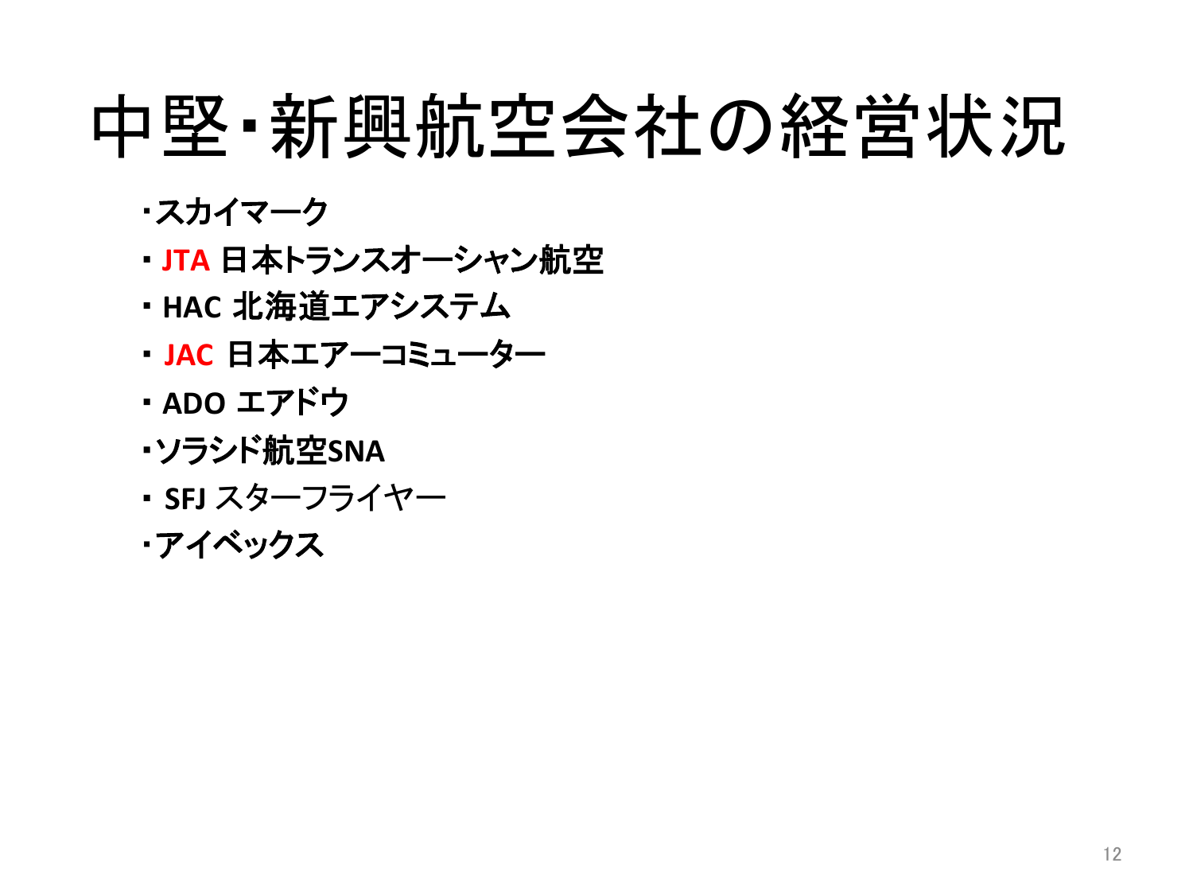# 中堅･新興航空会社の経営状況

- ･スカイマーク
- ･ JTA 日本トランスオーシャン航空
- ･ HAC 北海道エアシステム
- ･ JAC 日本エアーコミューター
- ･ ADO エアドウ
- ･ソラシド航空SNA
- ･ SFJ スターフライヤー
- ･アイベックス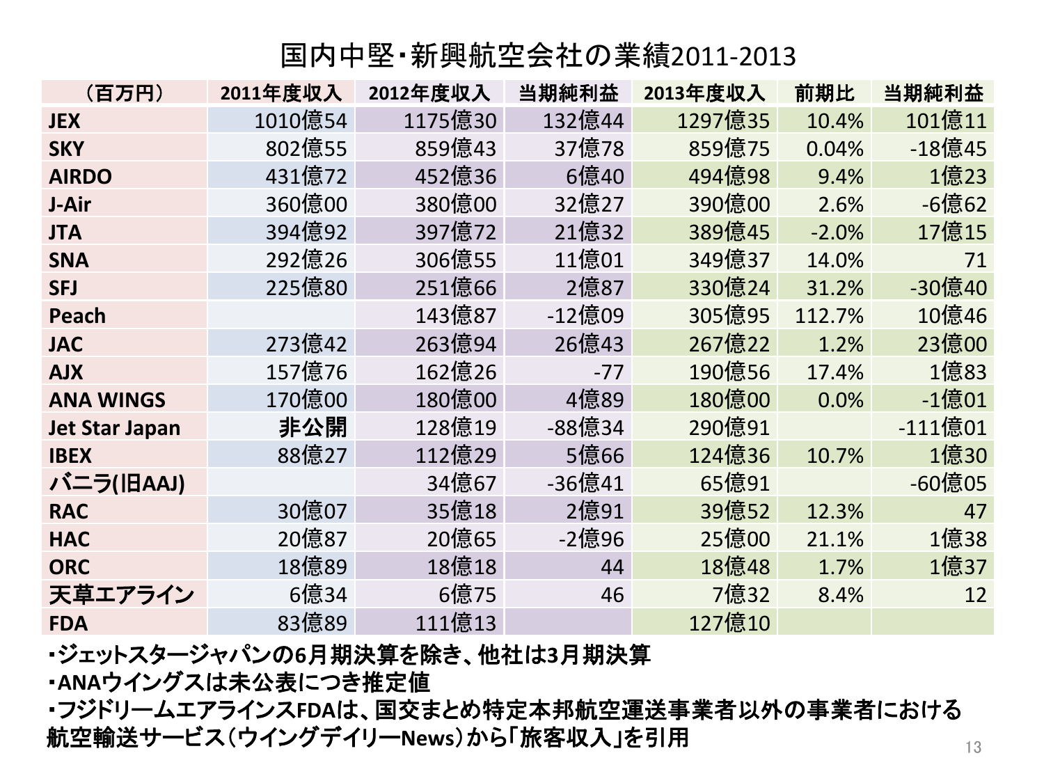# 国内中堅・新興航空会社の業績2011-2013

| （百万円） | 2011年度収入 | 2012年度収入 | 当期純利益 | 2013年度収入 | 前期比 | 当期純利益 |
|---|---|---|---|---|---|---|
| JEX | 1010億54 | 1175億30 | 132億44 | 1297億35 | 10.4% | 101億11 |
| SKY | 802億55 | 859億43 | 37億78 | 859億75 | 0.04% | -18億45 |
| AIRDO | 431億72 | 452億36 | 6億40 | 494億98 | 9.4% | 1億23 |
| J-Air | 360億00 | 380億00 | 32億27 | 390億00 | 2.6% | -6億62 |
| JTA | 394億92 | 397億72 | 21億32 | 389億45 | -2.0% | 17億15 |
| SNA | 292億26 | 306億55 | 11億01 | 349億37 | 14.0% | 71 |
| SFJ | 225億80 | 251億66 | 2億87 | 330億24 | 31.2% | -30億40 |
| Peach | | 143億87 | -12億09 | 305億95 | 112.7% | 10億46 |
| JAC | 273億42 | 263億94 | 26億43 | 267億22 | 1.2% | 23億00 |
| AJX | 157億76 | 162億26 | -77 | 190億56 | 17.4% | 1億83 |
| ANA WINGS | 170億00 | 180億00 | 4億89 | 180億00 | 0.0% | -1億01 |
| Jet Star Japan | 非公開 | 128億19 | -88億34 | 290億91 | | -111億01 |
| IBEX | 88億27 | 112億29 | 5億66 | 124億36 | 10.7% | 1億30 |
| バニラ(旧AAJ) | | 34億67 | -36億41 | 65億91 | | -60億05 |
| RAC | 30億07 | 35億18 | 2億91 | 39億52 | 12.3% | 47 |
| HAC | 20億87 | 20億65 | -2億96 | 25億00 | 21.1% | 1億38 |
| ORC | 18億89 | 18億18 | 44 | 18億48 | 1.7% | 1億37 |
| 天草エアライン | 6億34 | 6億75 | 46 | 7億32 | 8.4% | 12 |
| FDA | 83億89 | 111億13 | | 127億10 | | |

- ジェットスタージャパンの6月期決算を除き、他社は3月期決算
- ANAウイングスは未公表につき推定値
- フジドリームエアラインスFDAは、国交まとめ特定本邦航空運送事業者以外の事業者における航空輸送サービス（ウイングデイリーNews）から「旅客収入」を引用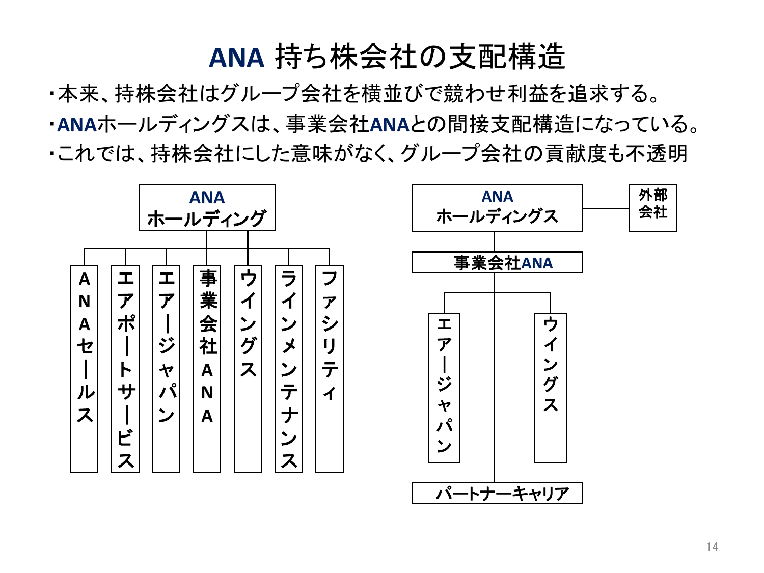# ANA 持ち株会社の支配構造

- 本来、持株会社はグループ会社を横並びで競わせ利益を追求する。
- ANAホールディングスは、事業会社ANAとの間接支配構造になっている。
- これでは、持株会社にした意味がなく、グループ会社の貢献度も不透明

ANA
ホールディング

ANAセールス | エアポートサービス | エアージャパン | 事業会社ANA | ウイングス | ラインメンテナンス | ファシリティ

ANA
ホールディングス

外部会社

事業会社ANA

エアージャパン | ウイングス

パートナーキャリア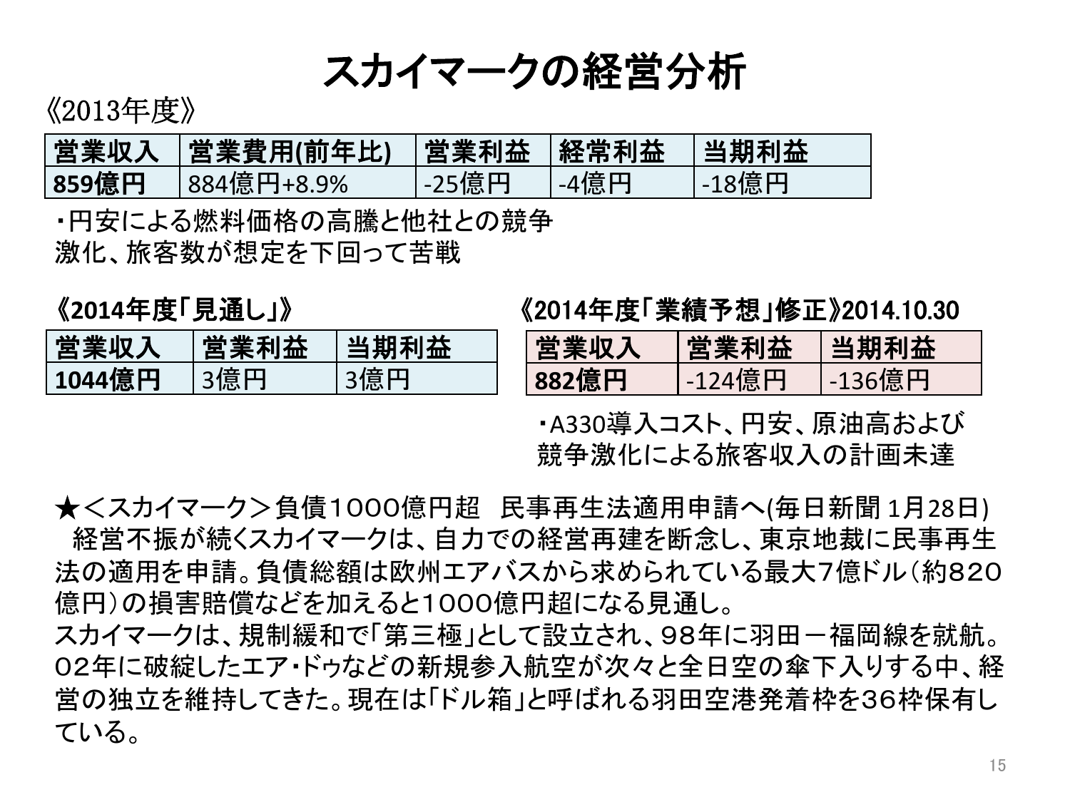# スカイマークの経営分析

《2013年度》

| 営業収入 | 営業費用(前年比) | 営業利益 | 経常利益 | 当期利益 |
|---|---|---|---|---|
| **859億円** | 884億円+8.9% | -25億円 | -4億円 | -18億円 |

・円安による燃料価格の高騰と他社との競争激化、旅客数が想定を下回って苦戦

**《2014年度「見通し」》**

| 営業収入 | 営業利益 | 当期利益 |
|---|---|---|
| **1044億円** | 3億円 | 3億円 |

**《2014年度「業績予想」修正》2014.10.30**

| 営業収入 | 営業利益 | 当期利益 |
|---|---|---|
| **882億円** | -124億円 | -136億円 |

・A330導入コスト、円安、原油高および競争激化による旅客収入の計画未達

★＜スカイマーク＞負債1000億円超　民事再生法適用申請へ(毎日新聞 1月28日)

経営不振が続くスカイマークは、自力での経営再建を断念し、東京地裁に民事再生法の適用を申請。負債総額は欧州エアバスから求められている最大7億ドル（約820億円）の損害賠償などを加えると1000億円超になる見通し。

スカイマークは、規制緩和で「第三極」として設立され、98年に羽田－福岡線を就航。02年に破綻したエア・ドゥなどの新規参入航空が次々と全日空の傘下入りする中、経営の独立を維持してきた。現在は「ドル箱」と呼ばれる羽田空港発着枠を36枠保有している。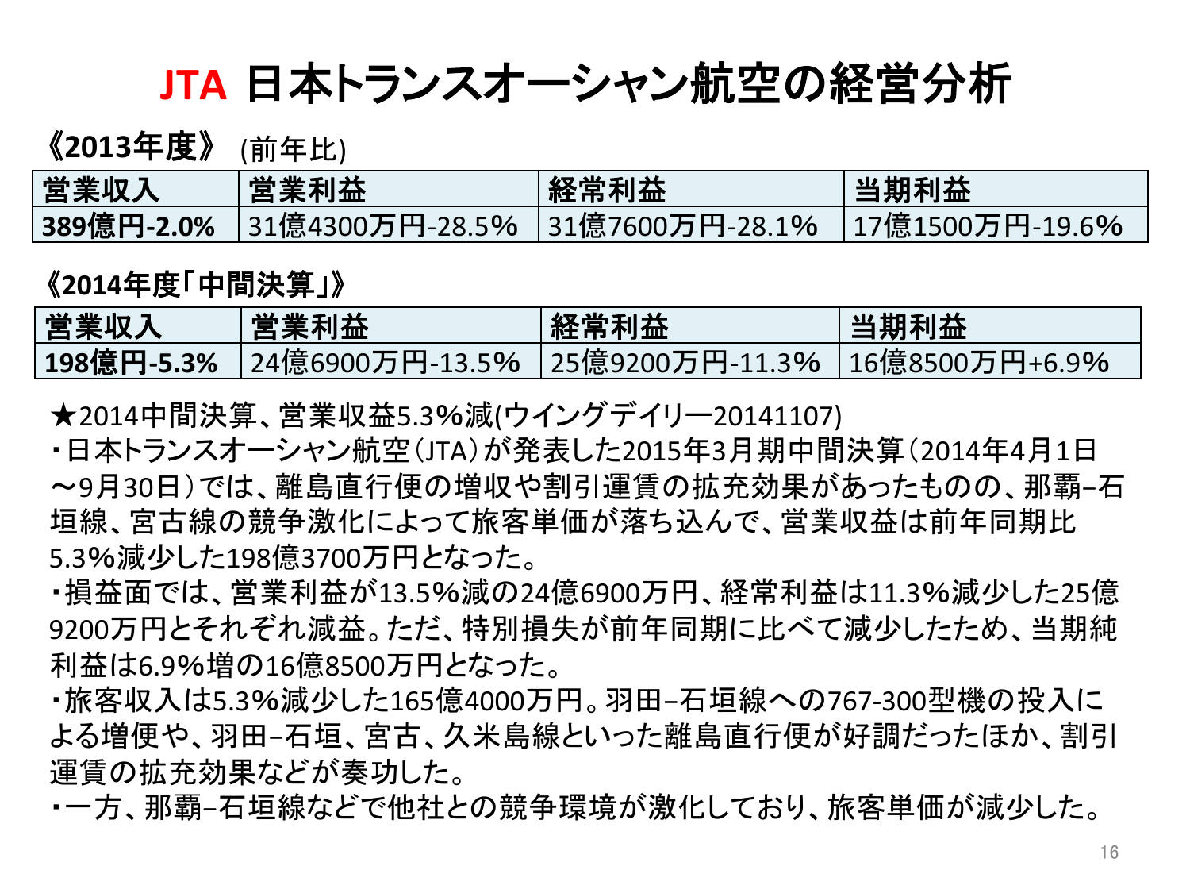# JTA 日本トランスオーシャン航空の経営分析

**《2013年度》** (前年比)

| 営業収入 | 営業利益 | 経常利益 | 当期利益 |
|---|---|---|---|
| **389億円-2.0%** | 31億4300万円-28.5% | 31億7600万円-28.1% | 17億1500万円-19.6% |

**《2014年度「中間決算」》**

| 営業収入 | 営業利益 | 経常利益 | 当期利益 |
|---|---|---|---|
| **198億円-5.3%** | 24億6900万円-13.5% | 25億9200万円-11.3% | 16億8500万円+6.9% |

★2014中間決算、営業収益5.3%減(ウイングデイリー20141107)

・日本トランスオーシャン航空（JTA）が発表した2015年3月期中間決算（2014年4月1日〜9月30日）では、離島直行便の増収や割引運賃の拡充効果があったものの、那覇–石垣線、宮古線の競争激化によって旅客単価が落ち込んで、営業収益は前年同期比5.3%減少した198億3700万円となった。

・損益面では、営業利益が13.5%減の24億6900万円、経常利益は11.3%減少した25億9200万円とそれぞれ減益。ただ、特別損失が前年同期に比べて減少したため、当期純利益は6.9%増の16億8500万円となった。

・旅客収入は5.3%減少した165億4000万円。羽田–石垣線への767-300型機の投入による増便や、羽田–石垣、宮古、久米島線といった離島直行便が好調だったほか、割引運賃の拡充効果などが奏功した。

・一方、那覇–石垣線などで他社との競争環境が激化しており、旅客単価が減少した。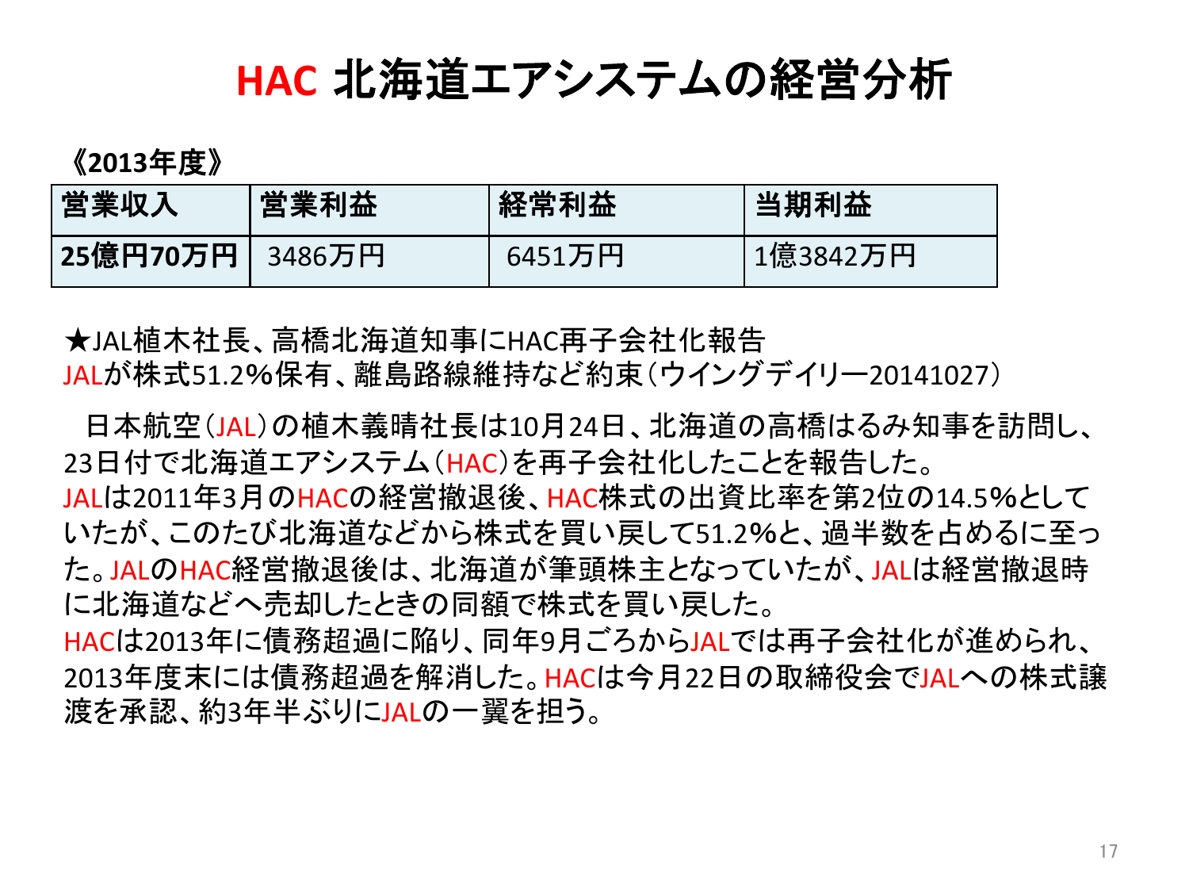# HAC 北海道エアシステムの経営分析

**《2013年度》**

| 営業収入 | 営業利益 | 経常利益 | 当期利益 |
|---|---|---|---|
| **25億円70万円** | 3486万円 | 6451万円 | 1億3842万円 |

★JAL植木社長、高橋北海道知事にHAC再子会社化報告
JALが株式51.2%保有、離島路線維持など約束（ウイングデイリー20141027）

日本航空（JAL）の植木義晴社長は10月24日、北海道の高橋はるみ知事を訪問し、23日付で北海道エアシステム（HAC）を再子会社化したことを報告した。
JALは2011年3月のHACの経営撤退後、HAC株式の出資比率を第2位の14.5%としていたが、このたび北海道などから株式を買い戻して51.2%と、過半数を占めるに至った。JALのHAC経営撤退後は、北海道が筆頭株主となっていたが、JALは経営撤退時に北海道などへ売却したときの同額で株式を買い戻した。
HACは2013年に債務超過に陥り、同年9月ごろからJALでは再子会社化が進められ、2013年度末には債務超過を解消した。HACは今月22日の取締役会でJALへの株式譲渡を承認、約3年半ぶりにJALの一翼を担う。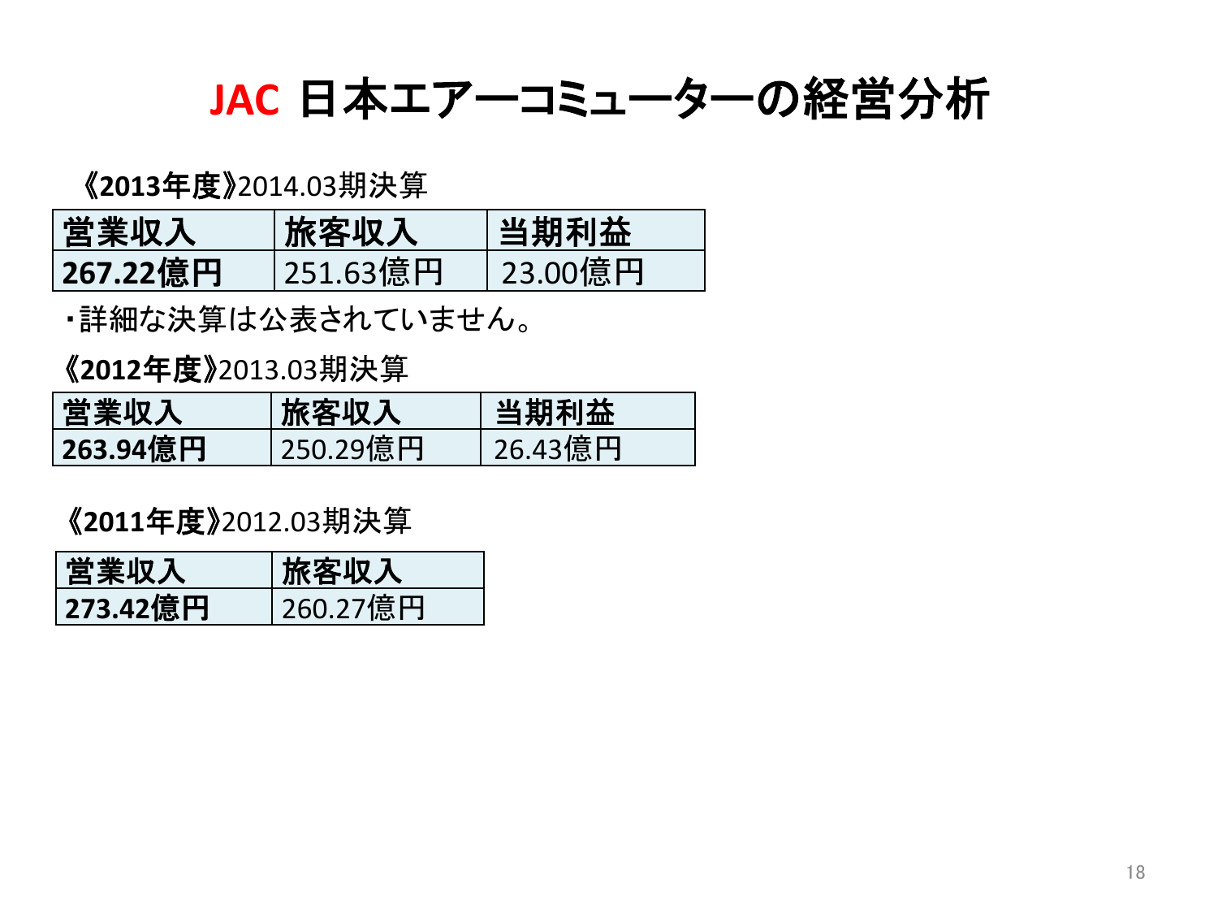# JAC 日本エアーコミューターの経営分析

**《2013年度》**2014.03期決算

| 営業収入 | 旅客収入 | 当期利益 |
| --- | --- | --- |
| **267.22億円** | 251.63億円 | 23.00億円 |

・詳細な決算は公表されていません。

**《2012年度》**2013.03期決算

| 営業収入 | 旅客収入 | 当期利益 |
| --- | --- | --- |
| **263.94億円** | 250.29億円 | 26.43億円 |

**《2011年度》**2012.03期決算

| 営業収入 | 旅客収入 |
| --- | --- |
| **273.42億円** | 260.27億円 |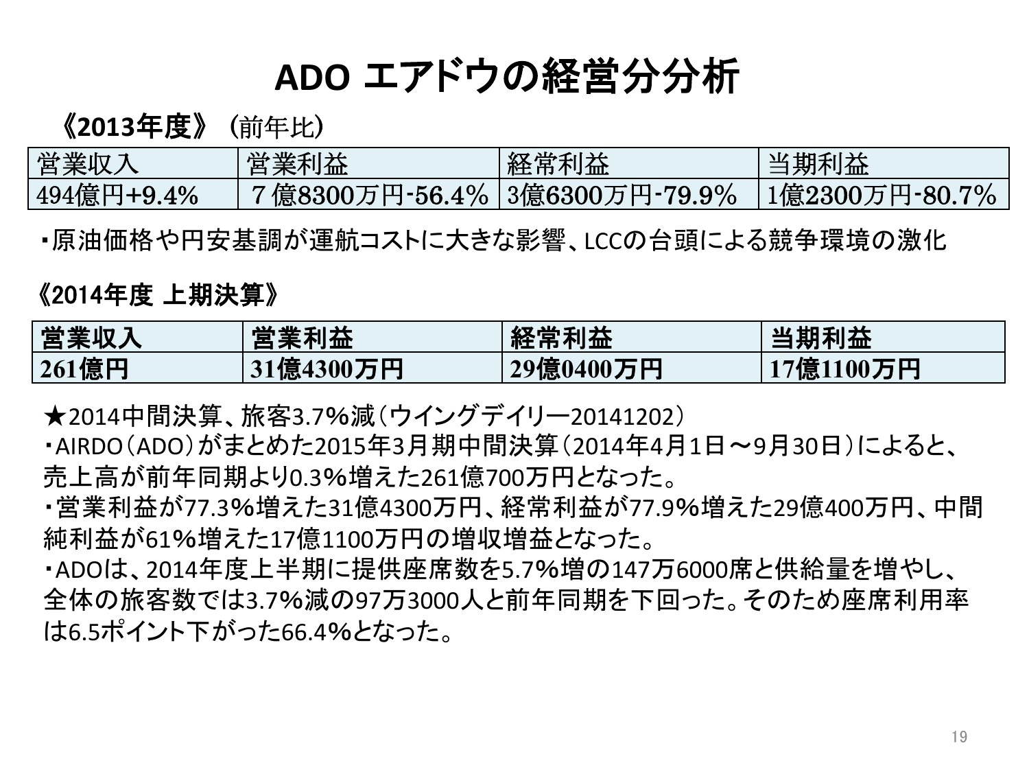# ADO エアドウの経営分分析

**《2013年度》**（前年比）

| 営業収入 | 営業利益 | 経常利益 | 当期利益 |
|---|---|---|---|
| 494億円+9.4% | ７億8300万円-56.4% | 3億6300万円-79.9% | 1億2300万円-80.7% |

・原油価格や円安基調が運航コストに大きな影響、LCCの台頭による競争環境の激化

**《2014年度 上期決算》**

| 営業収入 | 営業利益 | 経常利益 | 当期利益 |
|---|---|---|---|
| **261億円** | **31億4300万円** | **29億0400万円** | **17億1100万円** |

★2014中間決算、旅客3.7％減（ウイングデイリー20141202）

・AIRDO（ADO）がまとめた2015年3月期中間決算（2014年4月1日～9月30日）によると、売上高が前年同期より0.3％増えた261億700万円となった。

・営業利益が77.3％増えた31億4300万円、経常利益が77.9％増えた29億400万円、中間純利益が61％増えた17億1100万円の増収増益となった。

・ADOは、2014年度上半期に提供座席数を5.7％増の147万6000席と供給量を増やし、全体の旅客数では3.7％減の97万3000人と前年同期を下回った。そのため座席利用率は6.5ポイント下がった66.4％となった。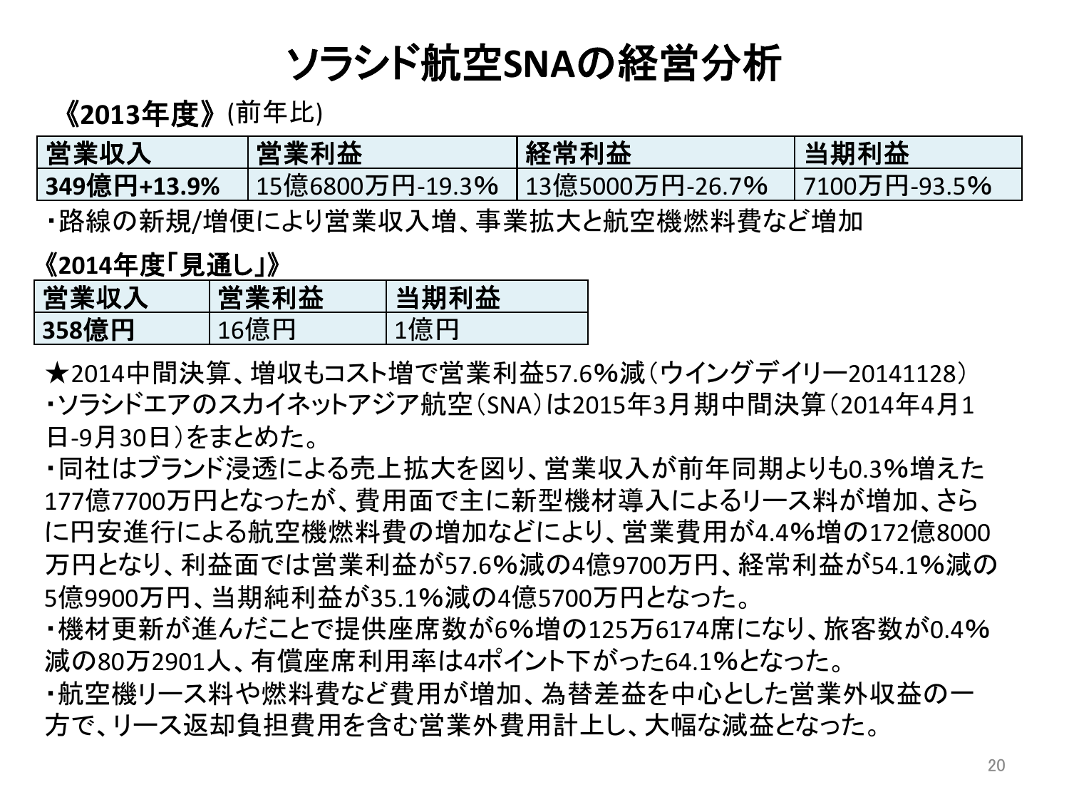# ソラシド航空SNAの経営分析

**《2013年度》** (前年比)

| 営業収入 | 営業利益 | 経常利益 | 当期利益 |
|---|---|---|---|
| **349億円+13.9%** | 15億6800万円-19.3% | 13億5000万円-26.7% | 7100万円-93.5% |

・路線の新規/増便により営業収入増、事業拡大と航空機燃料費など増加

**《2014年度「見通し」》**

| 営業収入 | 営業利益 | 当期利益 |
|---|---|---|
| **358億円** | 16億円 | 1億円 |

★2014中間決算、増収もコスト増で営業利益57.6%減（ウイングデイリー20141128）
・ソラシドエアのスカイネットアジア航空（SNA）は2015年3月期中間決算（2014年4月1日-9月30日）をまとめた。
・同社はブランド浸透による売上拡大を図り、営業収入が前年同期よりも0.3%増えた177億7700万円となったが、費用面で主に新型機材導入によるリース料が増加、さらに円安進行による航空機燃料費の増加などにより、営業費用が4.4%増の172億8000万円となり、利益面では営業利益が57.6%減の4億9700万円、経常利益が54.1%減の5億9900万円、当期純利益が35.1%減の4億5700万円となった。
・機材更新が進んだことで提供座席数が6%増の125万6174席になり、旅客数が0.4%減の80万2901人、有償座席利用率は4ポイント下がった64.1%となった。
・航空機リース料や燃料費など費用が増加、為替差益を中心とした営業外収益の一方で、リース返却負担費用を含む営業外費用計上し、大幅な減益となった。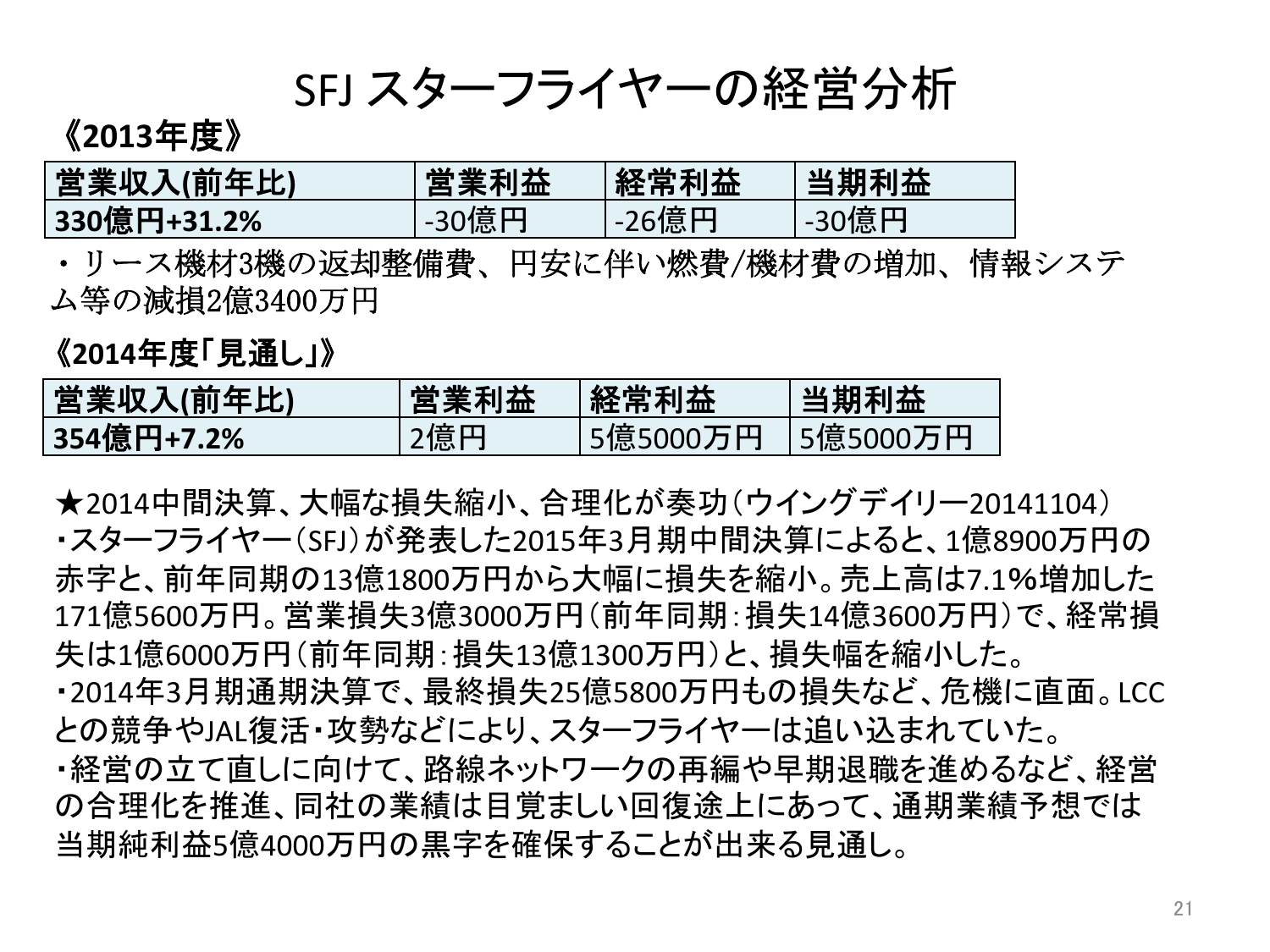# SFJ スターフライヤーの経営分析

**《2013年度》**

| 営業収入(前年比) | 営業利益 | 経常利益 | 当期利益 |
|---|---|---|---|
| **330億円+31.2%** | -30億円 | -26億円 | -30億円 |

・リース機材3機の返却整備費、円安に伴い燃費/機材費の増加、情報システム等の減損2億3400万円

**《2014年度「見通し」》**

| 営業収入(前年比) | 営業利益 | 経常利益 | 当期利益 |
|---|---|---|---|
| **354億円+7.2%** | 2億円 | 5億5000万円 | 5億5000万円 |

★2014中間決算、大幅な損失縮小、合理化が奏功（ウイングデイリー20141104）

・スターフライヤー（SFJ）が発表した2015年3月期中間決算によると、1億8900万円の赤字と、前年同期の13億1800万円から大幅に損失を縮小。売上高は7.1%増加した171億5600万円。営業損失3億3000万円（前年同期：損失14億3600万円）で、経常損失は1億6000万円（前年同期：損失13億1300万円）と、損失幅を縮小した。

・2014年3月期通期決算で、最終損失25億5800万円もの損失など、危機に直面。LCCとの競争やJAL復活・攻勢などにより、スターフライヤーは追い込まれていた。

・経営の立て直しに向けて、路線ネットワークの再編や早期退職を進めるなど、経営の合理化を推進、同社の業績は目覚ましい回復途上にあって、通期業績予想では当期純利益5億4000万円の黒字を確保することが出来る見通し。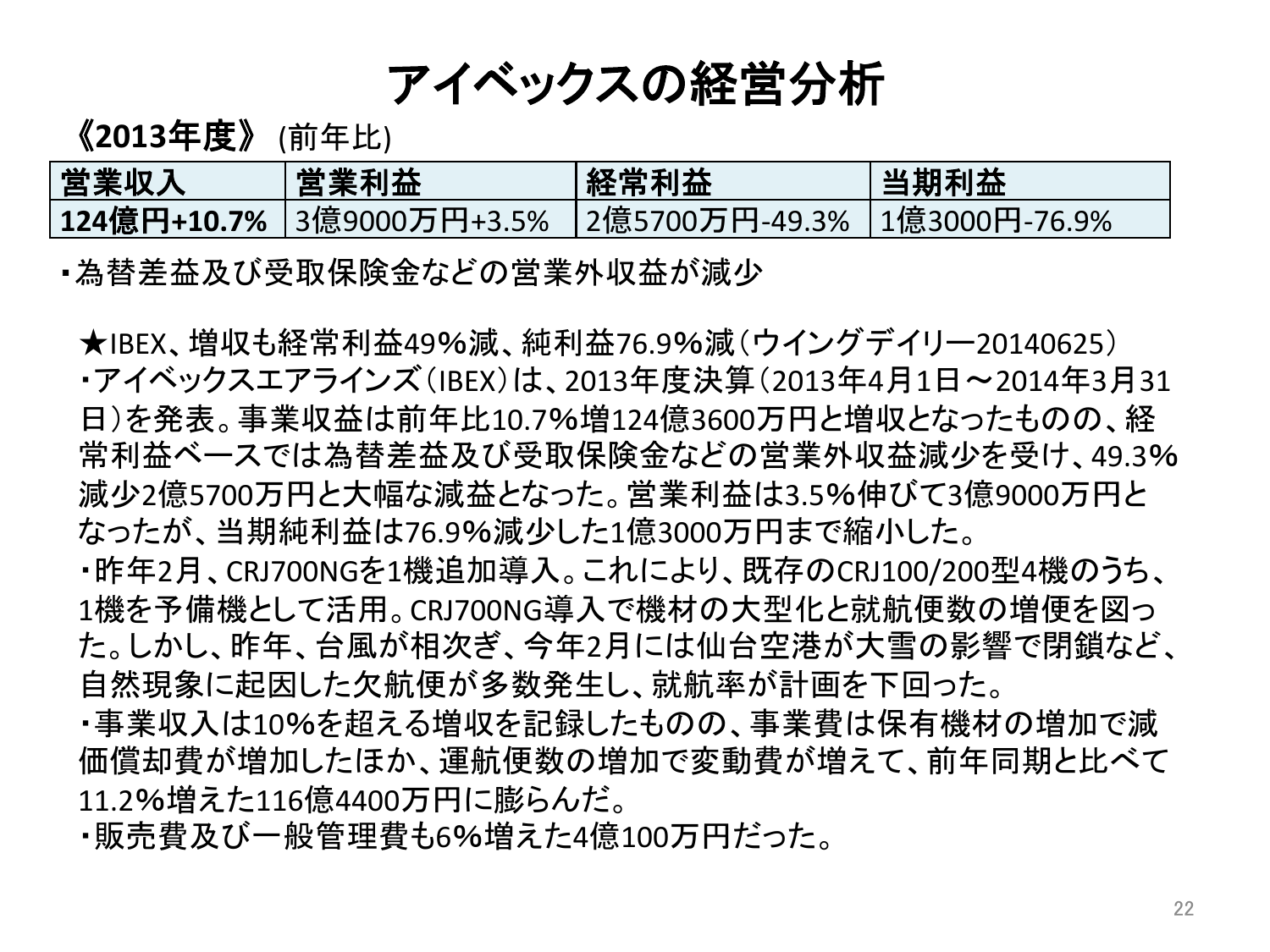# アイベックスの経営分析

**《2013年度》** (前年比)

| 営業収入 | 営業利益 | 経常利益 | 当期利益 |
|---|---|---|---|
| **124億円+10.7%** | 3億9000万円+3.5% | 2億5700万円-49.3% | 1億3000円-76.9% |

・為替差益及び受取保険金などの営業外収益が減少

★IBEX、増収も経常利益49%減、純利益76.9%減（ウイングデイリー20140625）

・アイベックスエアラインズ（IBEX）は、2013年度決算（2013年4月1日～2014年3月31日）を発表。事業収益は前年比10.7%増124億3600万円と増収となったものの、経常利益ベースでは為替差益及び受取保険金などの営業外収益減少を受け、49.3%減少2億5700万円と大幅な減益となった。営業利益は3.5%伸びて3億9000万円となったが、当期純利益は76.9%減少した1億3000万円まで縮小した。

・昨年2月、CRJ700NGを1機追加導入。これにより、既存のCRJ100/200型4機のうち、1機を予備機として活用。CRJ700NG導入で機材の大型化と就航便数の増便を図った。しかし、昨年、台風が相次ぎ、今年2月には仙台空港が大雪の影響で閉鎖など、自然現象に起因した欠航便が多数発生し、就航率が計画を下回った。

・事業収入は10%を超える増収を記録したものの、事業費は保有機材の増加で減価償却費が増加したほか、運航便数の増加で変動費が増えて、前年同期と比べて11.2%増えた116億4400万円に膨らんだ。

・販売費及び一般管理費も6%増えた4億100万円だった。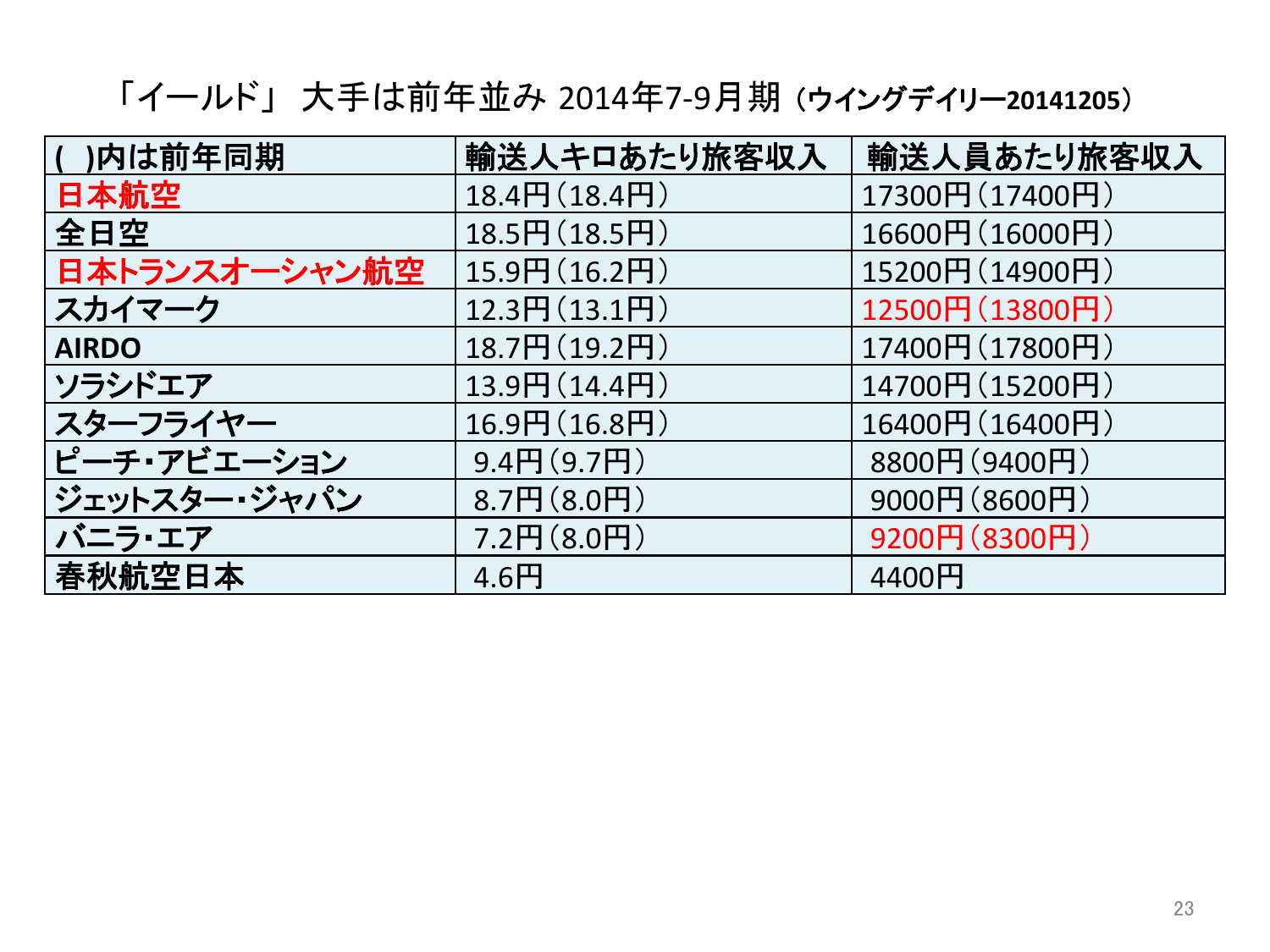# 「イールド」 大手は前年並み 2014年7-9月期（ウイングデイリー20141205）

| ( )内は前年同期 | 輸送人キロあたり旅客収入 | 輸送人員あたり旅客収入 |
|---|---|---|
| 日本航空 | 18.4円（18.4円） | 17300円（17400円） |
| 全日空 | 18.5円（18.5円） | 16600円（16000円） |
| 日本トランスオーシャン航空 | 15.9円（16.2円） | 15200円（14900円） |
| スカイマーク | 12.3円（13.1円） | 12500円（13800円） |
| AIRDO | 18.7円（19.2円） | 17400円（17800円） |
| ソラシドエア | 13.9円（14.4円） | 14700円（15200円） |
| スターフライヤー | 16.9円（16.8円） | 16400円（16400円） |
| ピーチ・アビエーション | 9.4円（9.7円） | 8800円（9400円） |
| ジェットスター・ジャパン | 8.7円（8.0円） | 9000円（8600円） |
| バニラ・エア | 7.2円（8.0円） | 9200円（8300円） |
| 春秋航空日本 | 4.6円 | 4400円 |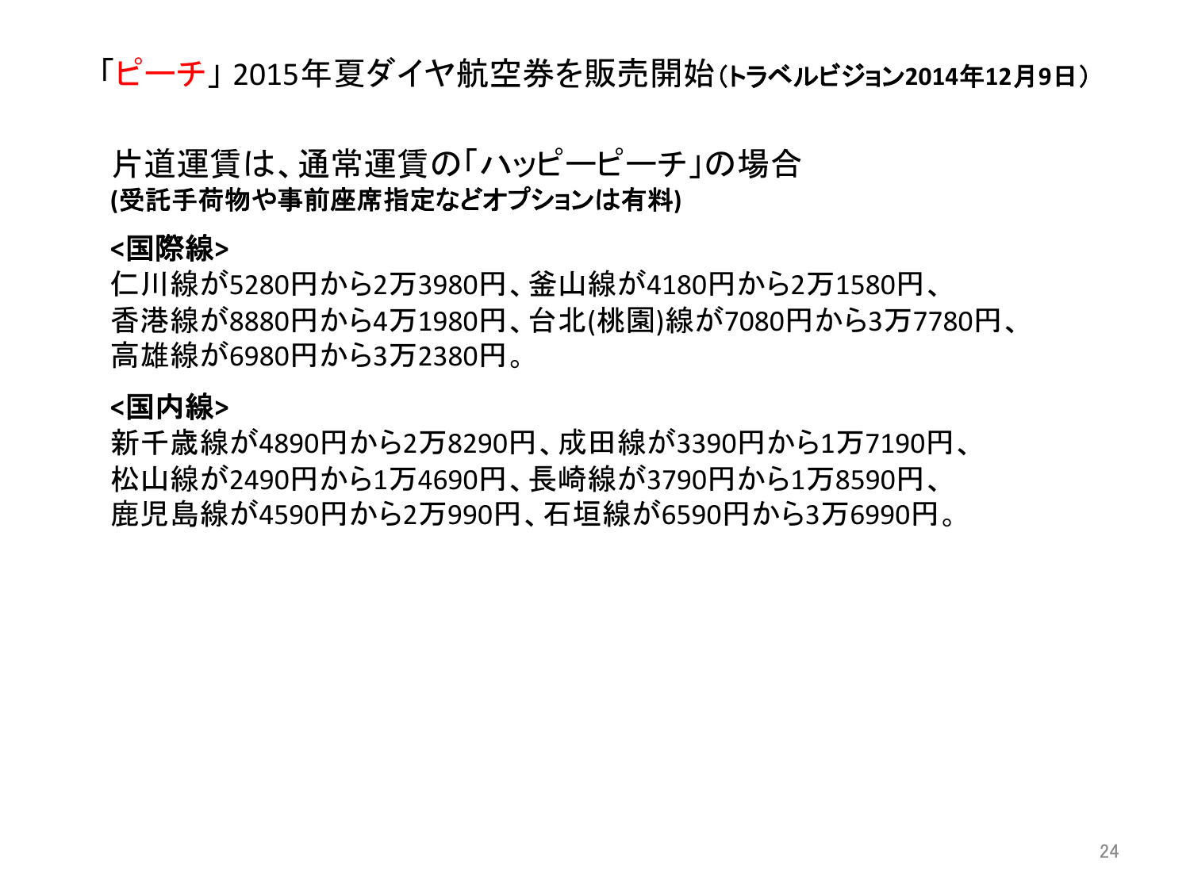# 「ピーチ」2015年夏ダイヤ航空券を販売開始(トラベルビジョン2014年12月9日)

片道運賃は、通常運賃の「ハッピーピーチ」の場合
**(受託手荷物や事前座席指定などオプションは有料)**

**<国際線>**
仁川線が5280円から2万3980円、釜山線が4180円から2万1580円、
香港線が8880円から4万1980円、台北(桃園)線が7080円から3万7780円、
高雄線が6980円から3万2380円。

**<国内線>**
新千歳線が4890円から2万8290円、成田線が3390円から1万7190円、
松山線が2490円から1万4690円、長崎線が3790円から1万8590円、
鹿児島線が4590円から2万990円、石垣線が6590円から3万6990円。